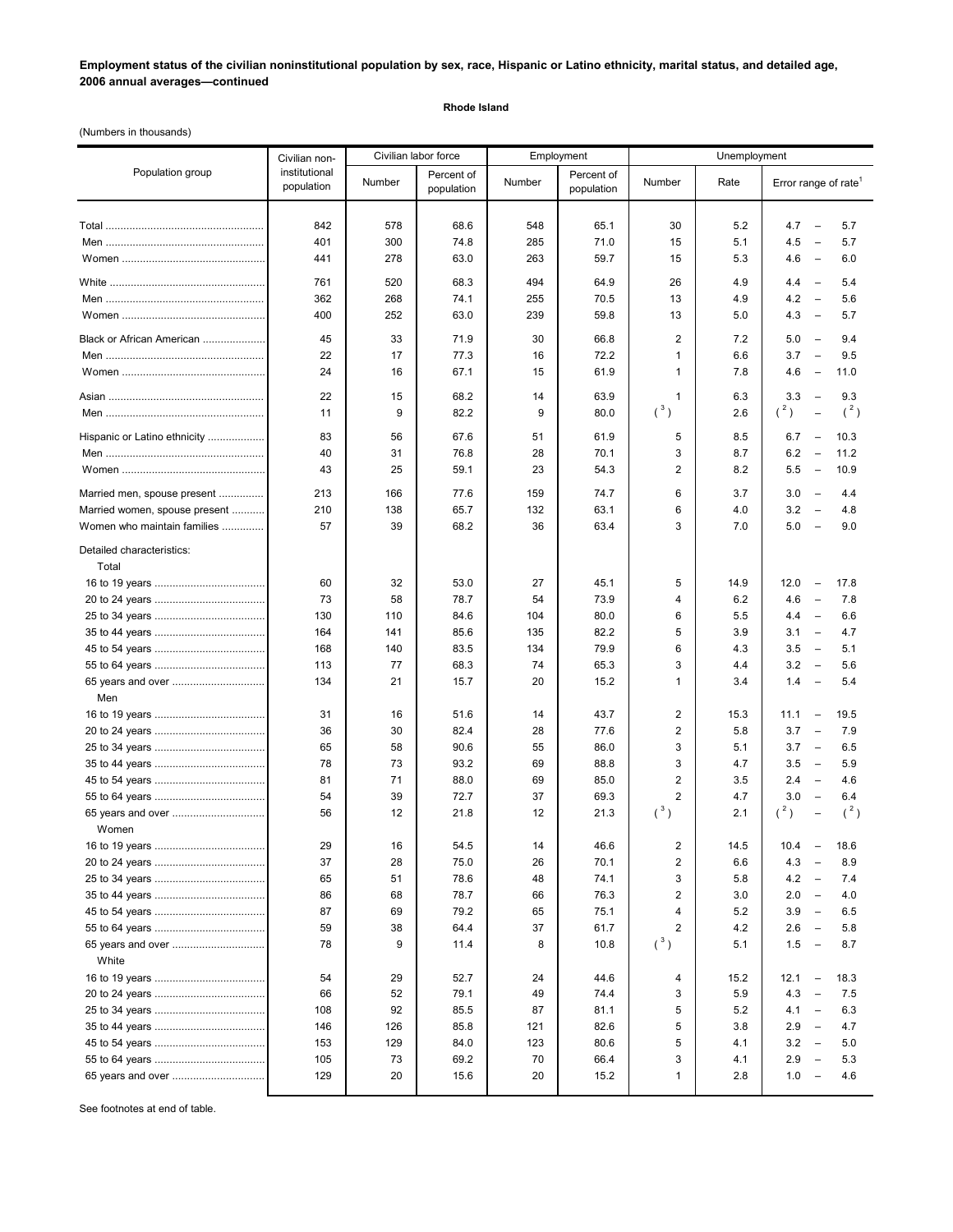**Employment status of the civilian noninstitutional population by sex, race, Hispanic or Latino ethnicity, marital status, and detailed age, 2006 annual averages—continued**

**Rhode Island**

(Numbers in thousands)

| Population group | Civilian non-institutional population | Civilian labor force | | Employment | | Unemployment | | |
|---|---|---|---|---|---|---|---|---|
| | | Number | Percent of population | Number | Percent of population | Number | Rate | Error range of rate[1] |
| Total | 842 | 578 | 68.6 | 548 | 65.1 | 30 | 5.2 | 4.7 – 5.7 |
| Men | 401 | 300 | 74.8 | 285 | 71.0 | 15 | 5.1 | 4.5 – 5.7 |
| Women | 441 | 278 | 63.0 | 263 | 59.7 | 15 | 5.3 | 4.6 – 6.0 |
| White | 761 | 520 | 68.3 | 494 | 64.9 | 26 | 4.9 | 4.4 – 5.4 |
| Men | 362 | 268 | 74.1 | 255 | 70.5 | 13 | 4.9 | 4.2 – 5.6 |
| Women | 400 | 252 | 63.0 | 239 | 59.8 | 13 | 5.0 | 4.3 – 5.7 |
| Black or African American | 45 | 33 | 71.9 | 30 | 66.8 | 2 | 7.2 | 5.0 – 9.4 |
| Men | 22 | 17 | 77.3 | 16 | 72.2 | 1 | 6.6 | 3.7 – 9.5 |
| Women | 24 | 16 | 67.1 | 15 | 61.9 | 1 | 7.8 | 4.6 – 11.0 |
| Asian | 22 | 15 | 68.2 | 14 | 63.9 | 1 | 6.3 | 3.3 – 9.3 |
| Men | 11 | 9 | 82.2 | 9 | 80.0 | ([3]) | 2.6 | ([2]) – ([2]) |
| Hispanic or Latino ethnicity | 83 | 56 | 67.6 | 51 | 61.9 | 5 | 8.5 | 6.7 – 10.3 |
| Men | 40 | 31 | 76.8 | 28 | 70.1 | 3 | 8.7 | 6.2 – 11.2 |
| Women | 43 | 25 | 59.1 | 23 | 54.3 | 2 | 8.2 | 5.5 – 10.9 |
| Married men, spouse present | 213 | 166 | 77.6 | 159 | 74.7 | 6 | 3.7 | 3.0 – 4.4 |
| Married women, spouse present | 210 | 138 | 65.7 | 132 | 63.1 | 6 | 4.0 | 3.2 – 4.8 |
| Women who maintain families | 57 | 39 | 68.2 | 36 | 63.4 | 3 | 7.0 | 5.0 – 9.0 |
| Detailed characteristics: | | | | | | | | |
| Total | | | | | | | | |
| 16 to 19 years | 60 | 32 | 53.0 | 27 | 45.1 | 5 | 14.9 | 12.0 – 17.8 |
| 20 to 24 years | 73 | 58 | 78.7 | 54 | 73.9 | 4 | 6.2 | 4.6 – 7.8 |
| 25 to 34 years | 130 | 110 | 84.6 | 104 | 80.0 | 6 | 5.5 | 4.4 – 6.6 |
| 35 to 44 years | 164 | 141 | 85.6 | 135 | 82.2 | 5 | 3.9 | 3.1 – 4.7 |
| 45 to 54 years | 168 | 140 | 83.5 | 134 | 79.9 | 6 | 4.3 | 3.5 – 5.1 |
| 55 to 64 years | 113 | 77 | 68.3 | 74 | 65.3 | 3 | 4.4 | 3.2 – 5.6 |
| 65 years and over | 134 | 21 | 15.7 | 20 | 15.2 | 1 | 3.4 | 1.4 – 5.4 |
| Men | | | | | | | | |
| 16 to 19 years | 31 | 16 | 51.6 | 14 | 43.7 | 2 | 15.3 | 11.1 – 19.5 |
| 20 to 24 years | 36 | 30 | 82.4 | 28 | 77.6 | 2 | 5.8 | 3.7 – 7.9 |
| 25 to 34 years | 65 | 58 | 90.6 | 55 | 86.0 | 3 | 5.1 | 3.7 – 6.5 |
| 35 to 44 years | 78 | 73 | 93.2 | 69 | 88.8 | 3 | 4.7 | 3.5 – 5.9 |
| 45 to 54 years | 81 | 71 | 88.0 | 69 | 85.0 | 2 | 3.5 | 2.4 – 4.6 |
| 55 to 64 years | 54 | 39 | 72.7 | 37 | 69.3 | 2 | 4.7 | 3.0 – 6.4 |
| 65 years and over | 56 | 12 | 21.8 | 12 | 21.3 | ([3]) | 2.1 | ([2]) – ([2]) |
| Women | | | | | | | | |
| 16 to 19 years | 29 | 16 | 54.5 | 14 | 46.6 | 2 | 14.5 | 10.4 – 18.6 |
| 20 to 24 years | 37 | 28 | 75.0 | 26 | 70.1 | 2 | 6.6 | 4.3 – 8.9 |
| 25 to 34 years | 65 | 51 | 78.6 | 48 | 74.1 | 3 | 5.8 | 4.2 – 7.4 |
| 35 to 44 years | 86 | 68 | 78.7 | 66 | 76.3 | 2 | 3.0 | 2.0 – 4.0 |
| 45 to 54 years | 87 | 69 | 79.2 | 65 | 75.1 | 4 | 5.2 | 3.9 – 6.5 |
| 55 to 64 years | 59 | 38 | 64.4 | 37 | 61.7 | 2 | 4.2 | 2.6 – 5.8 |
| 65 years and over | 78 | 9 | 11.4 | 8 | 10.8 | ([3]) | 5.1 | 1.5 – 8.7 |
| White | | | | | | | | |
| 16 to 19 years | 54 | 29 | 52.7 | 24 | 44.6 | 4 | 15.2 | 12.1 – 18.3 |
| 20 to 24 years | 66 | 52 | 79.1 | 49 | 74.4 | 3 | 5.9 | 4.3 – 7.5 |
| 25 to 34 years | 108 | 92 | 85.5 | 87 | 81.1 | 5 | 5.2 | 4.1 – 6.3 |
| 35 to 44 years | 146 | 126 | 85.8 | 121 | 82.6 | 5 | 3.8 | 2.9 – 4.7 |
| 45 to 54 years | 153 | 129 | 84.0 | 123 | 80.6 | 5 | 4.1 | 3.2 – 5.0 |
| 55 to 64 years | 105 | 73 | 69.2 | 70 | 66.4 | 3 | 4.1 | 2.9 – 5.3 |
| 65 years and over | 129 | 20 | 15.6 | 20 | 15.2 | 1 | 2.8 | 1.0 – 4.6 |

See footnotes at end of table.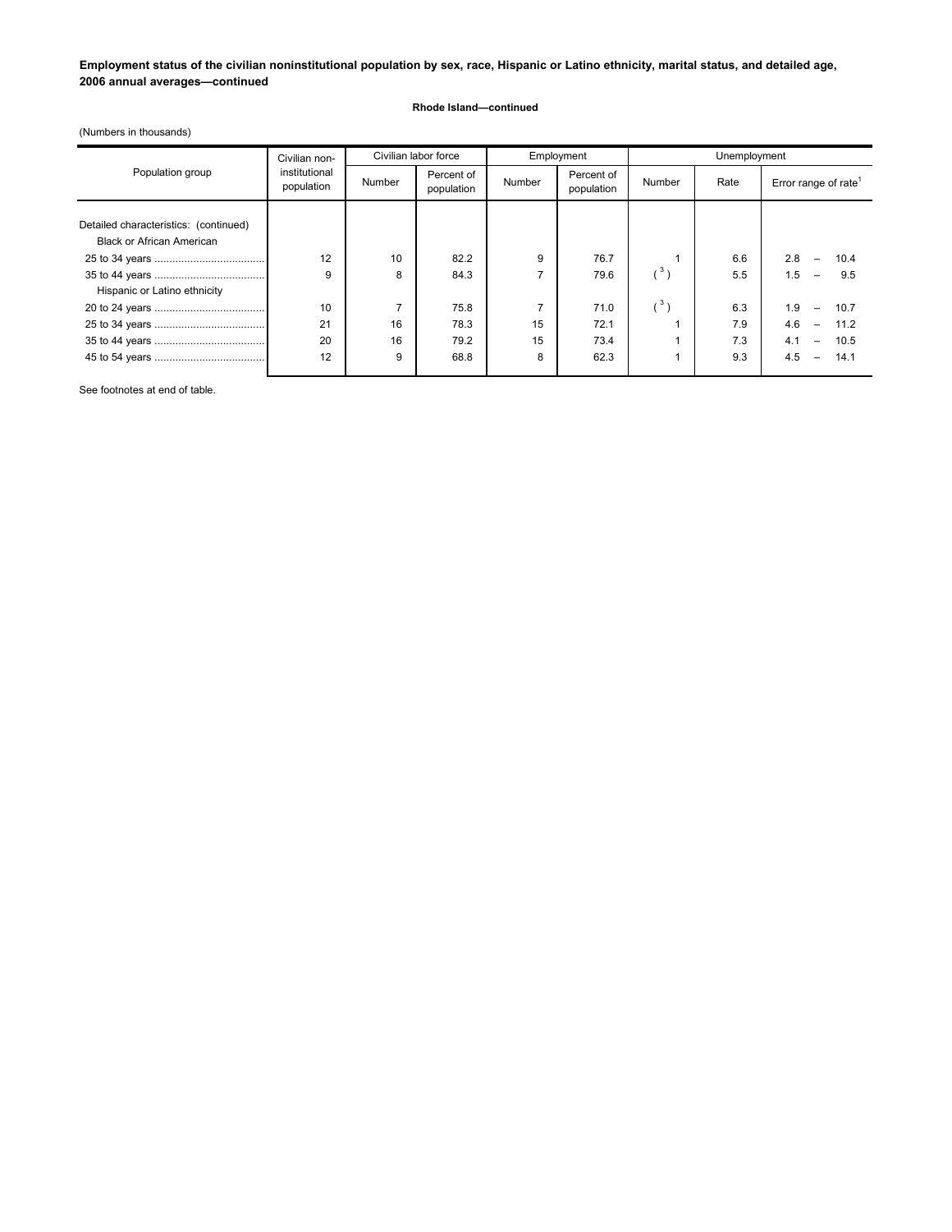**Employment status of the civilian noninstitutional population by sex, race, Hispanic or Latino ethnicity, marital status, and detailed age, 2006 annual averages—continued**

**Rhode Island—continued**

(Numbers in thousands)

| Population group | Civilian non-institutional population | Civilian labor force | | Employment | | Unemployment | | |
|---|---|---|---|---|---|---|---|---|
| | | Number | Percent of population | Number | Percent of population | Number | Rate | Error range of rate[1] |
| Detailed characteristics: (continued) | | | | | | | | |
| Black or African American | | | | | | | | |
| 25 to 34 years | 12 | 10 | 82.2 | 9 | 76.7 | 1 | 6.6 | 2.8 – 10.4 |
| 35 to 44 years | 9 | 8 | 84.3 | 7 | 79.6 | ([3]) | 5.5 | 1.5 – 9.5 |
| Hispanic or Latino ethnicity | | | | | | | | |
| 20 to 24 years | 10 | 7 | 75.8 | 7 | 71.0 | ([3]) | 6.3 | 1.9 – 10.7 |
| 25 to 34 years | 21 | 16 | 78.3 | 15 | 72.1 | 1 | 7.9 | 4.6 – 11.2 |
| 35 to 44 years | 20 | 16 | 79.2 | 15 | 73.4 | 1 | 7.3 | 4.1 – 10.5 |
| 45 to 54 years | 12 | 9 | 68.8 | 8 | 62.3 | 1 | 9.3 | 4.5 – 14.1 |

See footnotes at end of table.